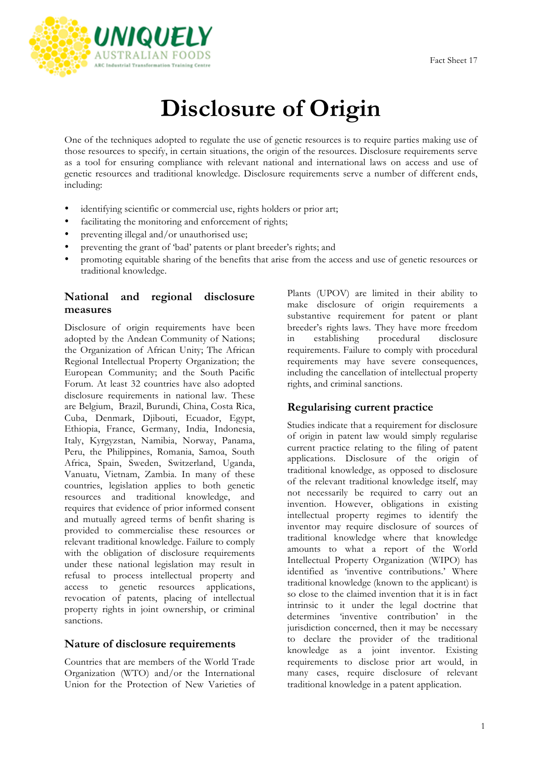# Disclosure of Origin

One of the techniques adopted to regulate the use of genetic resources is to require parties making use of those resources to specify, in certain situations, the origin of the resources. Disclosure requirements serve as a tool for ensuring compliance with relevant national and international laws on access and use of genetic resources and traditional knowledge. Disclosure requirements serve a number of different ends, including:

- identifying scientific or commercial use, rights holders or prior art;
- facilitating the monitoring and enforcement of rights;
- preventing illegal and/or unauthorised use;
- preventing the grant of 'bad' patents or plant breeder's rights; and
- promoting equitable sharing of the benefits that arise from the access and use of genetic resources or traditional knowledge.

## National and regional disclosure measures

Disclosure of origin requirements have been adopted by the Andean Community of Nations; the Organization of African Unity; The African Regional Intellectual Property Organization; the European Community; and the South Pacific Forum. At least 32 countries have also adopted disclosure requirements in national law. These are Belgium, Brazil, Burundi, China, Costa Rica, Cuba, Denmark, Djibouti, Ecuador, Egypt, Ethiopia, France, Germany, India, Indonesia, Italy, Kyrgyzstan, Namibia, Norway, Panama, Peru, the Philippines, Romania, Samoa, South Africa, Spain, Sweden, Switzerland, Uganda, Vanuatu, Vietnam, Zambia. In many of these countries, legislation applies to both genetic resources and traditional knowledge, and requires that evidence of prior informed consent and mutually agreed terms of benfit sharing is provided to commercialise these resources or relevant traditional knowledge. Failure to comply with the obligation of disclosure requirements under these national legislation may result in refusal to process intellectual property and access to genetic resources applications, revocation of patents, placing of intellectual property rights in joint ownership, or criminal sanctions.

## Nature of disclosure requirements

Countries that are members of the World Trade Organization (WTO) and/or the International Union for the Protection of New Varieties of Plants (UPOV) are limited in their ability to make disclosure of origin requirements a substantive requirement for patent or plant breeder's rights laws. They have more freedom in establishing procedural disclosure requirements. Failure to comply with procedural requirements may have severe consequences, including the cancellation of intellectual property rights, and criminal sanctions.

## Regularising current practice

Studies indicate that a requirement for disclosure of origin in patent law would simply regularise current practice relating to the filing of patent applications. Disclosure of the origin of traditional knowledge, as opposed to disclosure of the relevant traditional knowledge itself, may not necessarily be required to carry out an invention. However, obligations in existing intellectual property regimes to identify the inventor may require disclosure of sources of traditional knowledge where that knowledge amounts to what a report of the World Intellectual Property Organization (WIPO) has identified as 'inventive contributions.' Where traditional knowledge (known to the applicant) is so close to the claimed invention that it is in fact intrinsic to it under the legal doctrine that determines 'inventive contribution' in the jurisdiction concerned, then it may be necessary to declare the provider of the traditional knowledge as a joint inventor. Existing requirements to disclose prior art would, in many cases, require disclosure of relevant traditional knowledge in a patent application.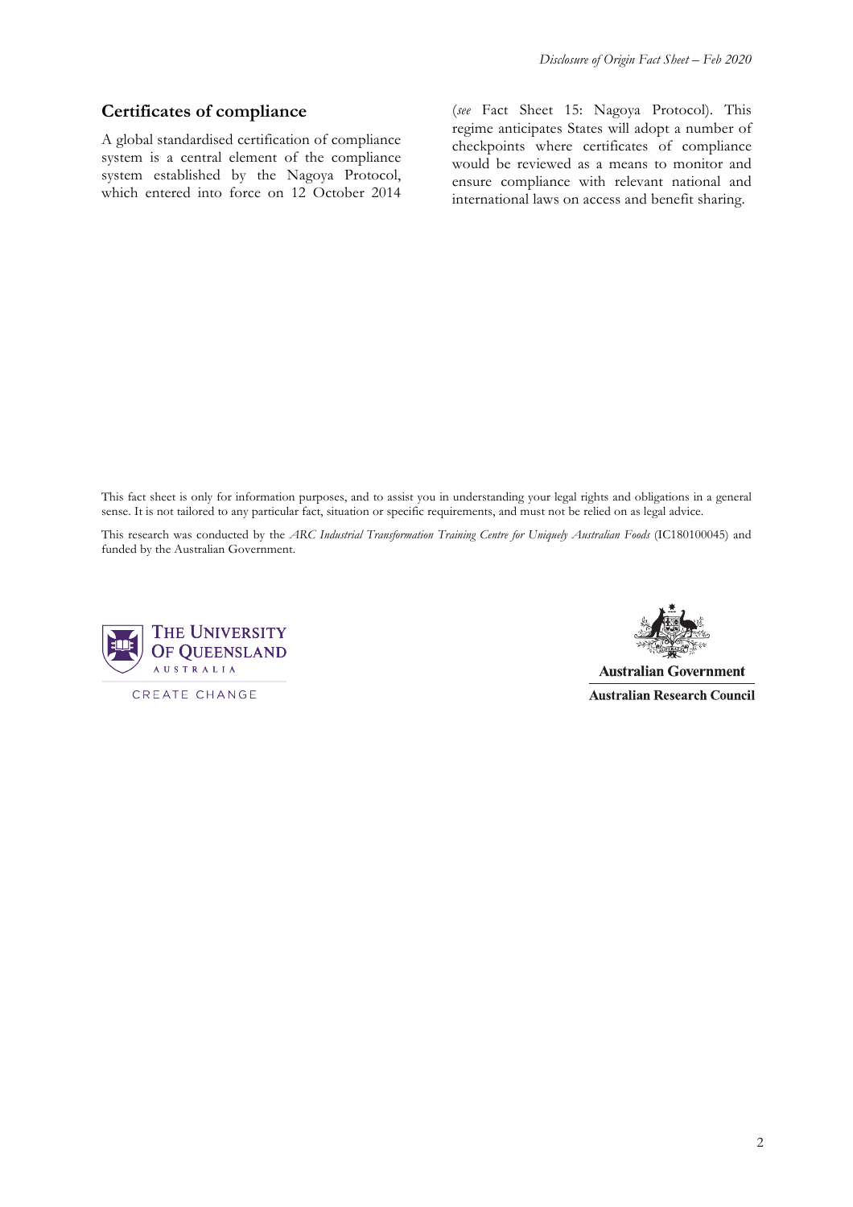## Certificates of compliance

A global standardised certification of compliance system is a central element of the compliance system established by the Nagoya Protocol, which entered into force on 12 October 2014 (*see* Fact Sheet 15: Nagoya Protocol). This regime anticipates States will adopt a number of checkpoints where certificates of compliance would be reviewed as a means to monitor and ensure compliance with relevant national and international laws on access and benefit sharing.

This fact sheet is only for information purposes, and to assist you in understanding your legal rights and obligations in a general sense. It is not tailored to any particular fact, situation or specific requirements, and must not be relied on as legal advice.

This research was conducted by the *ARC Industrial Transformation Training Centre for Uniquely Australian Foods* (IC180100045) and funded by the Australian Government.

THE UNIVERSITY OF QUEENSLAND AUSTRALIA

CREATE CHANGE

Australian Government

Australian Research Council